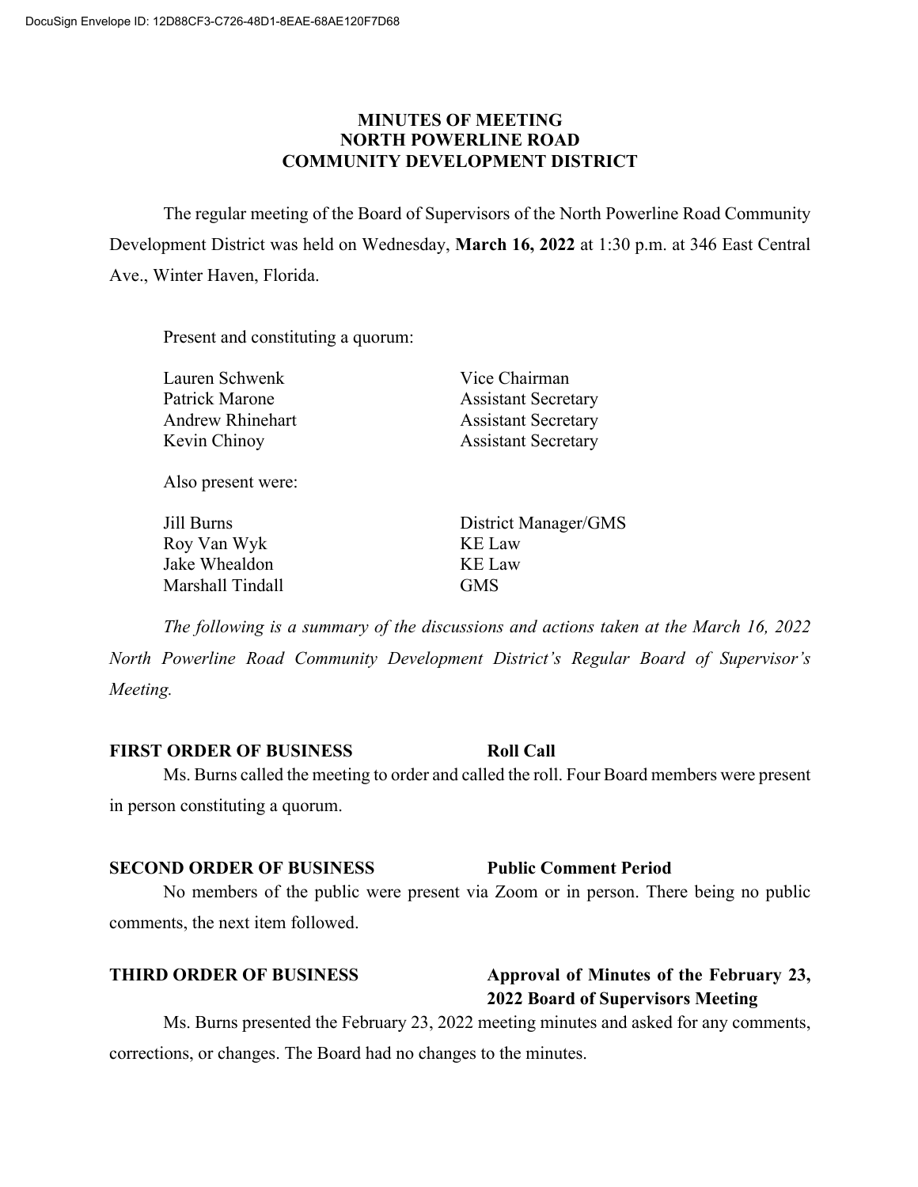# MINUTES OF MEETING
# NORTH POWERLINE ROAD
# COMMUNITY DEVELOPMENT DISTRICT

The regular meeting of the Board of Supervisors of the North Powerline Road Community Development District was held on Wednesday, **March 16, 2022** at 1:30 p.m. at 346 East Central Ave., Winter Haven, Florida.

Present and constituting a quorum:

| | |
|---|---|
| Lauren Schwenk | Vice Chairman |
| Patrick Marone | Assistant Secretary |
| Andrew Rhinehart | Assistant Secretary |
| Kevin Chinoy | Assistant Secretary |

Also present were:

| | |
|---|---|
| Jill Burns | District Manager/GMS |
| Roy Van Wyk | KE Law |
| Jake Whealdon | KE Law |
| Marshall Tindall | GMS |

*The following is a summary of the discussions and actions taken at the March 16, 2022 North Powerline Road Community Development District's Regular Board of Supervisor's Meeting.*

**FIRST ORDER OF BUSINESS** **Roll Call**

Ms. Burns called the meeting to order and called the roll. Four Board members were present in person constituting a quorum.

**SECOND ORDER OF BUSINESS** **Public Comment Period**

No members of the public were present via Zoom or in person. There being no public comments, the next item followed.

**THIRD ORDER OF BUSINESS** **Approval of Minutes of the February 23, 2022 Board of Supervisors Meeting**

Ms. Burns presented the February 23, 2022 meeting minutes and asked for any comments, corrections, or changes. The Board had no changes to the minutes.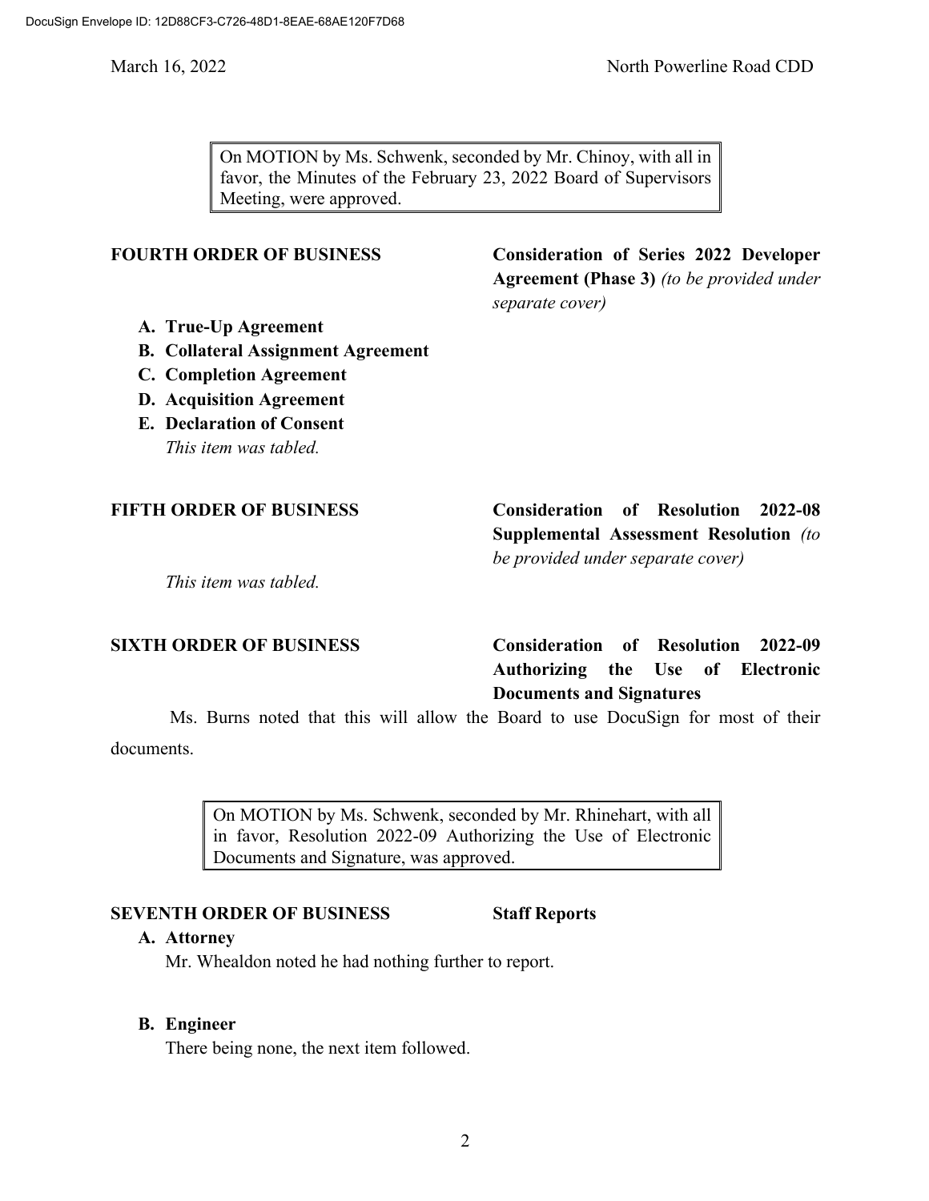> On MOTION by Ms. Schwenk, seconded by Mr. Chinoy, with all in favor, the Minutes of the February 23, 2022 Board of Supervisors Meeting, were approved.

**FOURTH ORDER OF BUSINESS** **Consideration of Series 2022 Developer Agreement (Phase 3)** *(to be provided under separate cover)*

- **A. True-Up Agreement**
- **B. Collateral Assignment Agreement**
- **C. Completion Agreement**
- **D. Acquisition Agreement**
- **E. Declaration of Consent**

*This item was tabled.*

**FIFTH ORDER OF BUSINESS** **Consideration of Resolution 2022-08 Supplemental Assessment Resolution** *(to be provided under separate cover)*

*This item was tabled.*

**SIXTH ORDER OF BUSINESS** **Consideration of Resolution 2022-09 Authorizing the Use of Electronic Documents and Signatures**

Ms. Burns noted that this will allow the Board to use DocuSign for most of their documents.

> On MOTION by Ms. Schwenk, seconded by Mr. Rhinehart, with all in favor, Resolution 2022-09 Authorizing the Use of Electronic Documents and Signature, was approved.

**SEVENTH ORDER OF BUSINESS** **Staff Reports**

**A. Attorney**

Mr. Whealdon noted he had nothing further to report.

**B. Engineer**

There being none, the next item followed.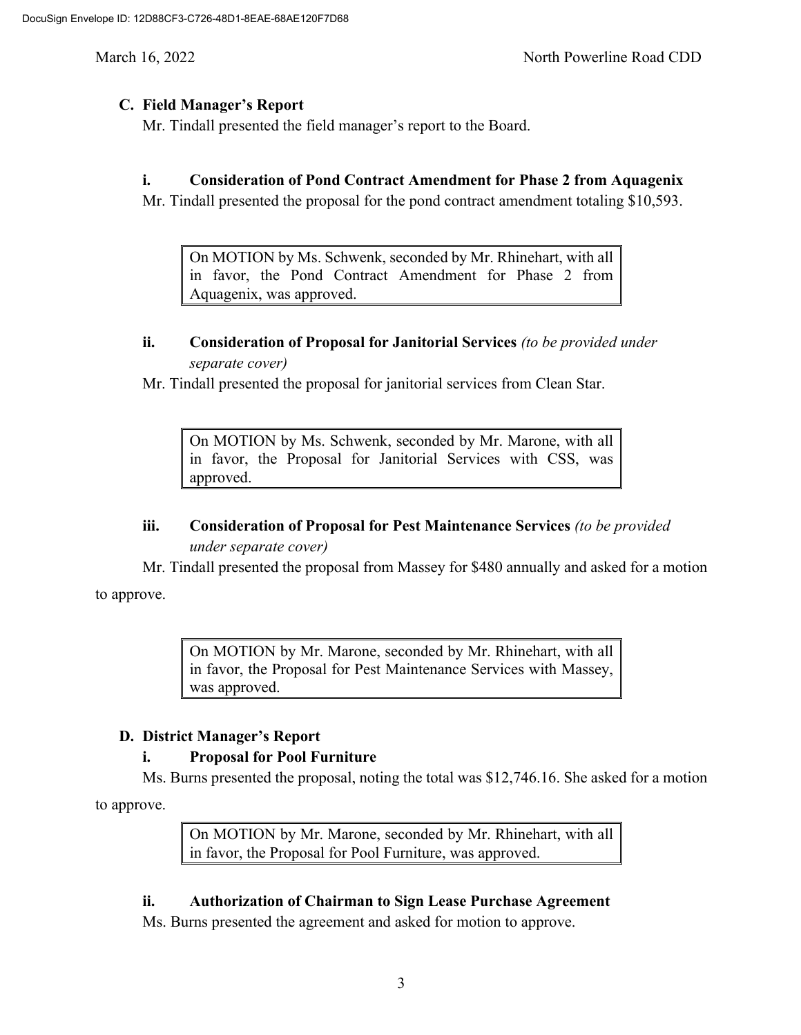### C. Field Manager's Report

Mr. Tindall presented the field manager's report to the Board.

#### i. Consideration of Pond Contract Amendment for Phase 2 from Aquagenix

Mr. Tindall presented the proposal for the pond contract amendment totaling $10,593.

> On MOTION by Ms. Schwenk, seconded by Mr. Rhinehart, with all in favor, the Pond Contract Amendment for Phase 2 from Aquagenix, was approved.

#### ii. Consideration of Proposal for Janitorial Services *(to be provided under separate cover)*

Mr. Tindall presented the proposal for janitorial services from Clean Star.

> On MOTION by Ms. Schwenk, seconded by Mr. Marone, with all in favor, the Proposal for Janitorial Services with CSS, was approved.

#### iii. Consideration of Proposal for Pest Maintenance Services *(to be provided under separate cover)*

Mr. Tindall presented the proposal from Massey for $480 annually and asked for a motion to approve.

> On MOTION by Mr. Marone, seconded by Mr. Rhinehart, with all in favor, the Proposal for Pest Maintenance Services with Massey, was approved.

### D. District Manager's Report

#### i. Proposal for Pool Furniture

Ms. Burns presented the proposal, noting the total was $12,746.16. She asked for a motion to approve.

> On MOTION by Mr. Marone, seconded by Mr. Rhinehart, with all in favor, the Proposal for Pool Furniture, was approved.

#### ii. Authorization of Chairman to Sign Lease Purchase Agreement

Ms. Burns presented the agreement and asked for motion to approve.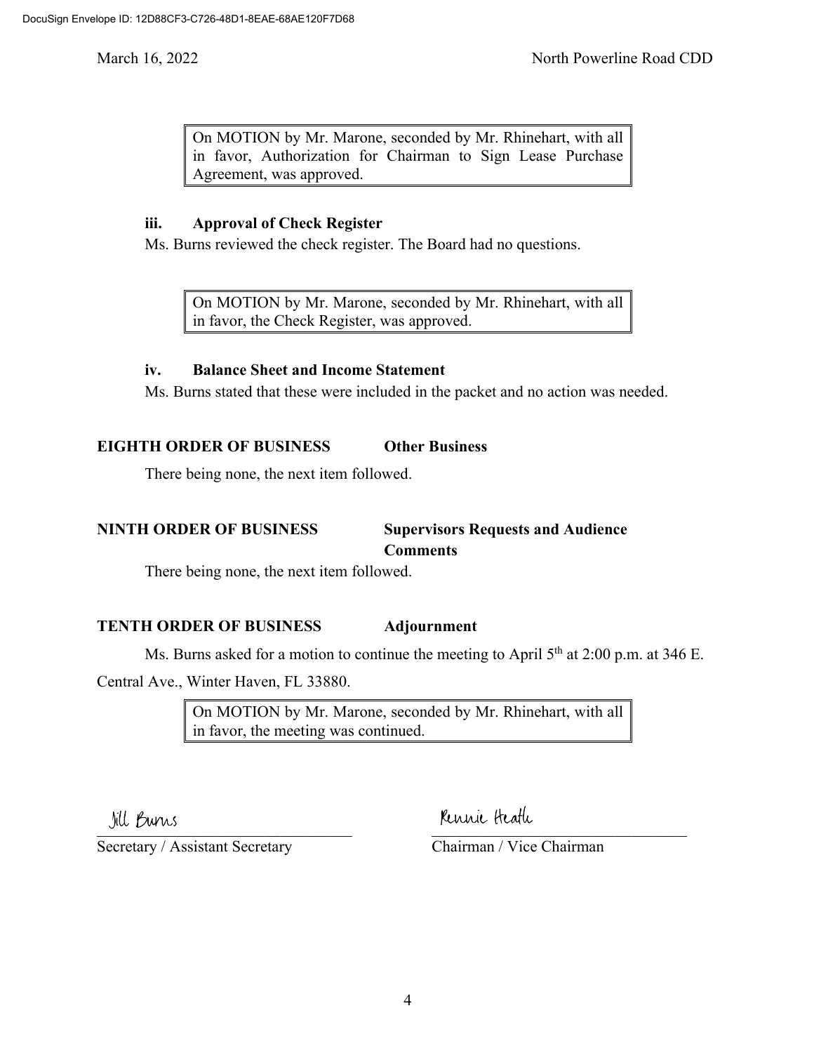> On MOTION by Mr. Marone, seconded by Mr. Rhinehart, with all in favor, Authorization for Chairman to Sign Lease Purchase Agreement, was approved.

**iii. Approval of Check Register**

Ms. Burns reviewed the check register. The Board had no questions.

> On MOTION by Mr. Marone, seconded by Mr. Rhinehart, with all in favor, the Check Register, was approved.

**iv. Balance Sheet and Income Statement**

Ms. Burns stated that these were included in the packet and no action was needed.

**EIGHTH ORDER OF BUSINESS Other Business**

There being none, the next item followed.

**NINTH ORDER OF BUSINESS Supervisors Requests and Audience Comments**

There being none, the next item followed.

**TENTH ORDER OF BUSINESS Adjournment**

Ms. Burns asked for a motion to continue the meeting to April 5th at 2:00 p.m. at 346 E. Central Ave., Winter Haven, FL 33880.

> On MOTION by Mr. Marone, seconded by Mr. Rhinehart, with all in favor, the meeting was continued.

Jill Burns
\_\_\_\_\_\_\_\_\_\_\_\_\_\_\_\_\_\_\_\_\_\_\_\_\_\_\_\_\_\_
Secretary / Assistant Secretary

Rennie Heath
\_\_\_\_\_\_\_\_\_\_\_\_\_\_\_\_\_\_\_\_\_\_\_\_\_\_\_\_\_\_
Chairman / Vice Chairman